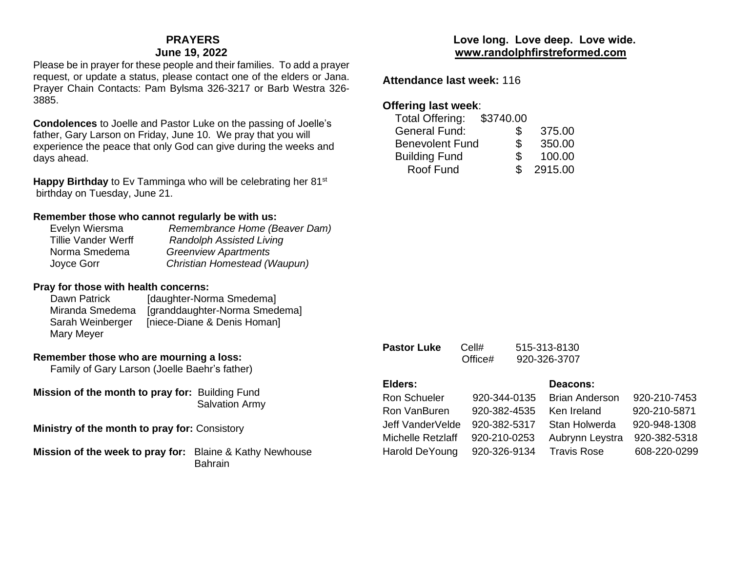## PRAYERS
### June 19, 2022

Please be in prayer for these people and their families. To add a prayer request, or update a status, please contact one of the elders or Jana. Prayer Chain Contacts: Pam Bylsma 326-3217 or Barb Westra 326-3885.

**Condolences** to Joelle and Pastor Luke on the passing of Joelle's father, Gary Larson on Friday, June 10. We pray that you will experience the peace that only God can give during the weeks and days ahead.

**Happy Birthday** to Ev Tamminga who will be celebrating her 81st birthday on Tuesday, June 21.

**Remember those who cannot regularly be with us:**

| | |
|---|---|
| Evelyn Wiersma | *Remembrance Home (Beaver Dam)* |
| Tillie Vander Werff | *Randolph Assisted Living* |
| Norma Smedema | *Greenview Apartments* |
| Joyce Gorr | *Christian Homestead (Waupun)* |

**Pray for those with health concerns:**

| | |
|---|---|
| Dawn Patrick | [daughter-Norma Smedema] |
| Miranda Smedema | [granddaughter-Norma Smedema] |
| Sarah Weinberger | [niece-Diane & Denis Homan] |
| Mary Meyer | |

**Remember those who are mourning a loss:**
Family of Gary Larson (Joelle Baehr's father)

**Mission of the month to pray for:** Building Fund
Salvation Army

**Ministry of the month to pray for:** Consistory

**Mission of the week to pray for:** Blaine & Kathy Newhouse
Bahrain

### Love long. Love deep. Love wide.
**www.randolphfirstreformed.com**

**Attendance last week:** 116

**Offering last week**:

| | |
|---|---|
| Total Offering: | $3740.00 |
| General Fund: | $ 375.00 |
| Benevolent Fund | $ 350.00 |
| Building Fund | $ 100.00 |
| Roof Fund | $ 2915.00 |

**Pastor Luke** Cell# 515-313-8130
Office# 920-326-3707

| **Elders:** | | **Deacons:** | |
|---|---|---|---|
| Ron Schueler | 920-344-0135 | Brian Anderson | 920-210-7453 |
| Ron VanBuren | 920-382-4535 | Ken Ireland | 920-210-5871 |
| Jeff VanderVelde | 920-382-5317 | Stan Holwerda | 920-948-1308 |
| Michelle Retzlaff | 920-210-0253 | Aubrynn Leystra | 920-382-5318 |
| Harold DeYoung | 920-326-9134 | Travis Rose | 608-220-0299 |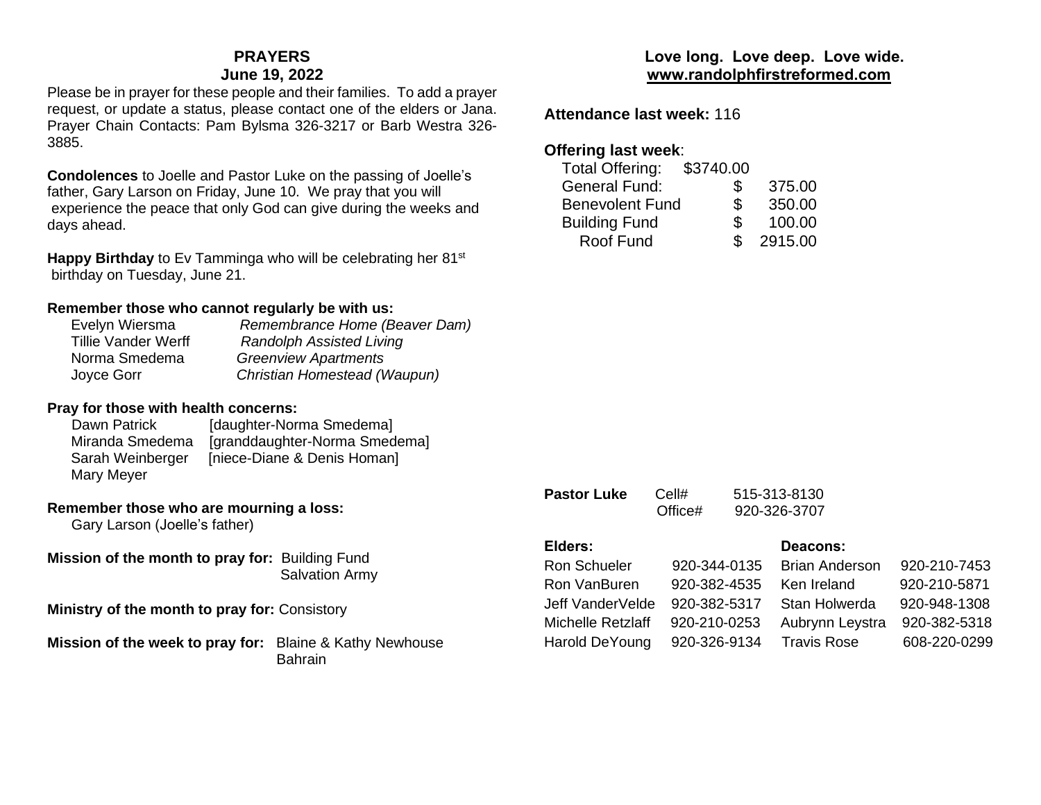## PRAYERS
## June 19, 2022

Please be in prayer for these people and their families. To add a prayer request, or update a status, please contact one of the elders or Jana. Prayer Chain Contacts: Pam Bylsma 326-3217 or Barb Westra 326-3885.

**Condolences** to Joelle and Pastor Luke on the passing of Joelle's father, Gary Larson on Friday, June 10. We pray that you will experience the peace that only God can give during the weeks and days ahead.

**Happy Birthday** to Ev Tamminga who will be celebrating her 81st birthday on Tuesday, June 21.

**Remember those who cannot regularly be with us:**

| | |
|---|---|
| Evelyn Wiersma | *Remembrance Home (Beaver Dam)* |
| Tillie Vander Werff | *Randolph Assisted Living* |
| Norma Smedema | *Greenview Apartments* |
| Joyce Gorr | *Christian Homestead (Waupun)* |

**Pray for those with health concerns:**

| | |
|---|---|
| Dawn Patrick | [daughter-Norma Smedema] |
| Miranda Smedema | [granddaughter-Norma Smedema] |
| Sarah Weinberger | [niece-Diane & Denis Homan] |
| Mary Meyer | |

**Remember those who are mourning a loss:**
Gary Larson (Joelle's father)

**Mission of the month to pray for:** Building Fund
Salvation Army

**Ministry of the month to pray for:** Consistory

**Mission of the week to pray for:** Blaine & Kathy Newhouse
Bahrain

**Love long. Love deep. Love wide.**
**www.randolphfirstreformed.com**

**Attendance last week:** 116

**Offering last week**:

| | |
|---|---|
| Total Offering: | $3740.00 |
| General Fund: | $ 375.00 |
| Benevolent Fund | $ 350.00 |
| Building Fund | $ 100.00 |
| Roof Fund | $ 2915.00 |

**Pastor Luke** Cell# 515-313-8130
Office# 920-326-3707

| **Elders:** | | **Deacons:** | |
|---|---|---|---|
| Ron Schueler | 920-344-0135 | Brian Anderson | 920-210-7453 |
| Ron VanBuren | 920-382-4535 | Ken Ireland | 920-210-5871 |
| Jeff VanderVelde | 920-382-5317 | Stan Holwerda | 920-948-1308 |
| Michelle Retzlaff | 920-210-0253 | Aubrynn Leystra | 920-382-5318 |
| Harold DeYoung | 920-326-9134 | Travis Rose | 608-220-0299 |